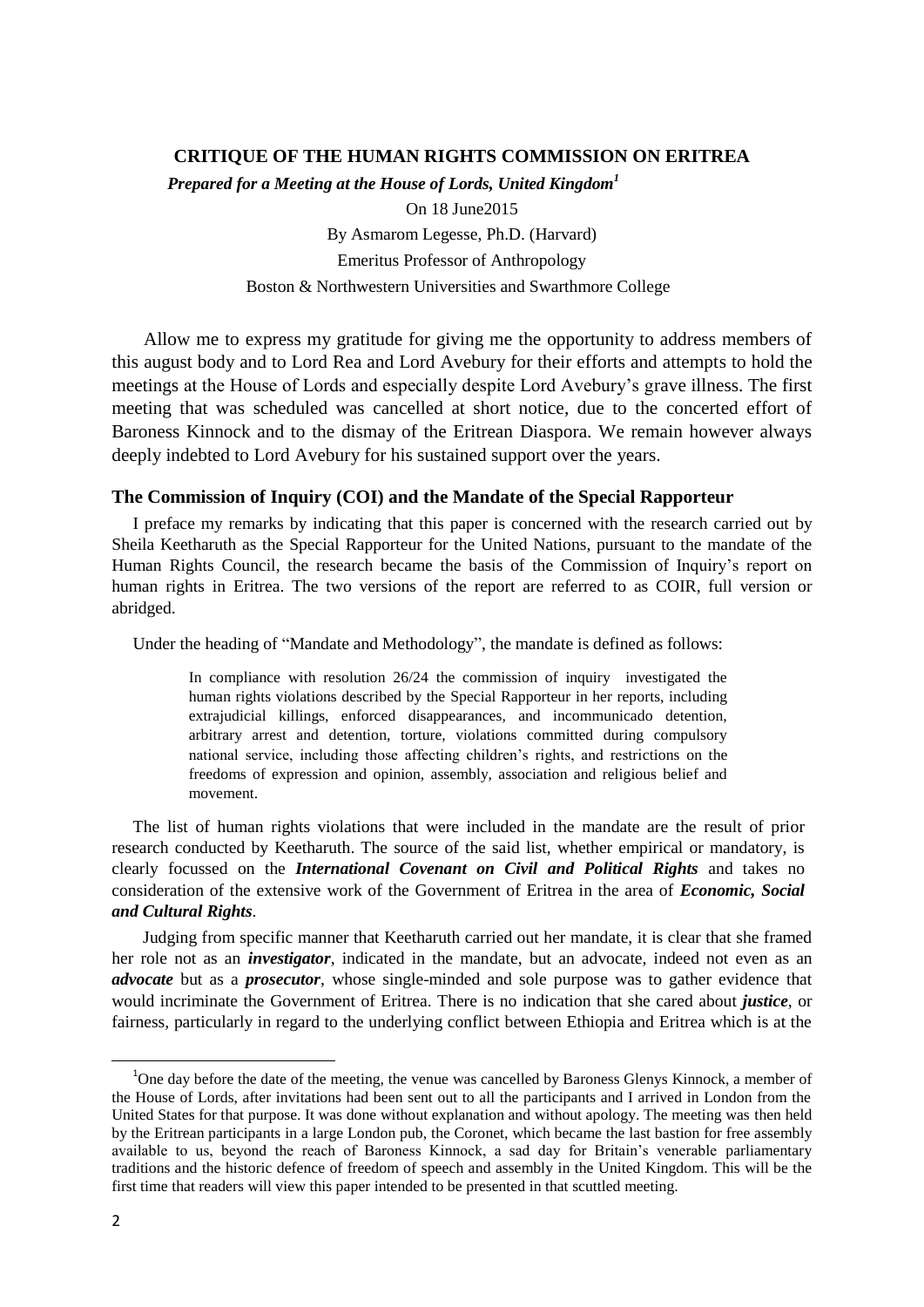**CRITIQUE OF THE HUMAN RIGHTS COMMISSION ON ERITREA**

***Prepared for a Meeting at the House of Lords, United Kingdom***[1]

On 18 June2015

By Asmarom Legesse, Ph.D. (Harvard)

Emeritus Professor of Anthropology

Boston & Northwestern Universities and Swarthmore College

Allow me to express my gratitude for giving me the opportunity to address members of this august body and to Lord Rea and Lord Avebury for their efforts and attempts to hold the meetings at the House of Lords and especially despite Lord Avebury's grave illness. The first meeting that was scheduled was cancelled at short notice, due to the concerted effort of Baroness Kinnock and to the dismay of the Eritrean Diaspora. We remain however always deeply indebted to Lord Avebury for his sustained support over the years.

## The Commission of Inquiry (COI) and the Mandate of the Special Rapporteur

I preface my remarks by indicating that this paper is concerned with the research carried out by Sheila Keetharuth as the Special Rapporteur for the United Nations, pursuant to the mandate of the Human Rights Council, the research became the basis of the Commission of Inquiry's report on human rights in Eritrea. The two versions of the report are referred to as COIR, full version or abridged.

Under the heading of "Mandate and Methodology", the mandate is defined as follows:

> In compliance with resolution 26/24 the commission of inquiry investigated the human rights violations described by the Special Rapporteur in her reports, including extrajudicial killings, enforced disappearances, and incommunicado detention, arbitrary arrest and detention, torture, violations committed during compulsory national service, including those affecting children's rights, and restrictions on the freedoms of expression and opinion, assembly, association and religious belief and movement.

The list of human rights violations that were included in the mandate are the result of prior research conducted by Keetharuth. The source of the said list, whether empirical or mandatory, is clearly focussed on the ***International Covenant on Civil and Political Rights*** and takes no consideration of the extensive work of the Government of Eritrea in the area of ***Economic, Social and Cultural Rights***.

Judging from specific manner that Keetharuth carried out her mandate, it is clear that she framed her role not as an ***investigator***, indicated in the mandate, but an advocate, indeed not even as an ***advocate*** but as a ***prosecutor***, whose single-minded and sole purpose was to gather evidence that would incriminate the Government of Eritrea. There is no indication that she cared about ***justice***, or fairness, particularly in regard to the underlying conflict between Ethiopia and Eritrea which is at the

---

[1] One day before the date of the meeting, the venue was cancelled by Baroness Glenys Kinnock, a member of the House of Lords, after invitations had been sent out to all the participants and I arrived in London from the United States for that purpose. It was done without explanation and without apology. The meeting was then held by the Eritrean participants in a large London pub, the Coronet, which became the last bastion for free assembly available to us, beyond the reach of Baroness Kinnock, a sad day for Britain's venerable parliamentary traditions and the historic defence of freedom of speech and assembly in the United Kingdom. This will be the first time that readers will view this paper intended to be presented in that scuttled meeting.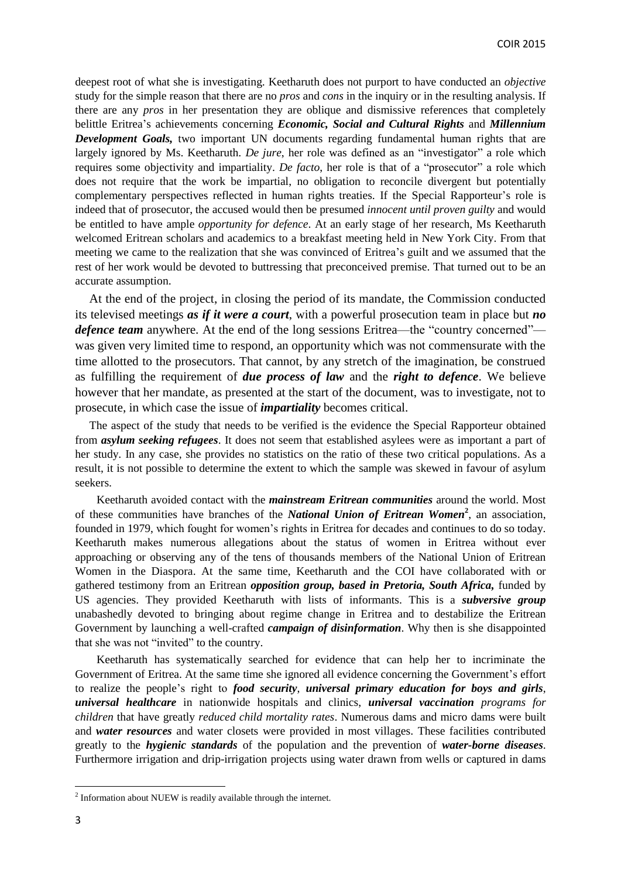deepest root of what she is investigating. Keetharuth does not purport to have conducted an *objective* study for the simple reason that there are no *pros* and *cons* in the inquiry or in the resulting analysis. If there are any *pros* in her presentation they are oblique and dismissive references that completely belittle Eritrea's achievements concerning ***Economic, Social and Cultural Rights*** and ***Millennium Development Goals,*** two important UN documents regarding fundamental human rights that are largely ignored by Ms. Keetharuth. *De jure*, her role was defined as an "investigator" a role which requires some objectivity and impartiality. *De facto*, her role is that of a "prosecutor" a role which does not require that the work be impartial, no obligation to reconcile divergent but potentially complementary perspectives reflected in human rights treaties. If the Special Rapporteur's role is indeed that of prosecutor, the accused would then be presumed *innocent until proven guilty* and would be entitled to have ample *opportunity for defence*. At an early stage of her research, Ms Keetharuth welcomed Eritrean scholars and academics to a breakfast meeting held in New York City. From that meeting we came to the realization that she was convinced of Eritrea's guilt and we assumed that the rest of her work would be devoted to buttressing that preconceived premise. That turned out to be an accurate assumption.

At the end of the project, in closing the period of its mandate, the Commission conducted its televised meetings ***as if it were a court***, with a powerful prosecution team in place but ***no defence team*** anywhere. At the end of the long sessions Eritrea—the "country concerned"—was given very limited time to respond, an opportunity which was not commensurate with the time allotted to the prosecutors. That cannot, by any stretch of the imagination, be construed as fulfilling the requirement of ***due process of law*** and the ***right to defence***. We believe however that her mandate, as presented at the start of the document, was to investigate, not to prosecute, in which case the issue of ***impartiality*** becomes critical.

The aspect of the study that needs to be verified is the evidence the Special Rapporteur obtained from ***asylum seeking refugees***. It does not seem that established asylees were as important a part of her study. In any case, she provides no statistics on the ratio of these two critical populations. As a result, it is not possible to determine the extent to which the sample was skewed in favour of asylum seekers.

Keetharuth avoided contact with the ***mainstream Eritrean communities*** around the world. Most of these communities have branches of the ***National Union of Eritrean Women***[2], an association, founded in 1979, which fought for women's rights in Eritrea for decades and continues to do so today. Keetharuth makes numerous allegations about the status of women in Eritrea without ever approaching or observing any of the tens of thousands members of the National Union of Eritrean Women in the Diaspora. At the same time, Keetharuth and the COI have collaborated with or gathered testimony from an Eritrean ***opposition group, based in Pretoria, South Africa,*** funded by US agencies. They provided Keetharuth with lists of informants. This is a ***subversive group*** unabashedly devoted to bringing about regime change in Eritrea and to destabilize the Eritrean Government by launching a well-crafted ***campaign of disinformation***. Why then is she disappointed that she was not "invited" to the country.

Keetharuth has systematically searched for evidence that can help her to incriminate the Government of Eritrea. At the same time she ignored all evidence concerning the Government's effort to realize the people's right to ***food security***, ***universal primary education for boys and girls***, ***universal healthcare*** in nationwide hospitals and clinics, ***universal vaccination*** *programs for children* that have greatly *reduced child mortality rates*. Numerous dams and micro dams were built and ***water resources*** and water closets were provided in most villages. These facilities contributed greatly to the ***hygienic standards*** of the population and the prevention of ***water-borne diseases***. Furthermore irrigation and drip-irrigation projects using water drawn from wells or captured in dams

[2] Information about NUEW is readily available through the internet.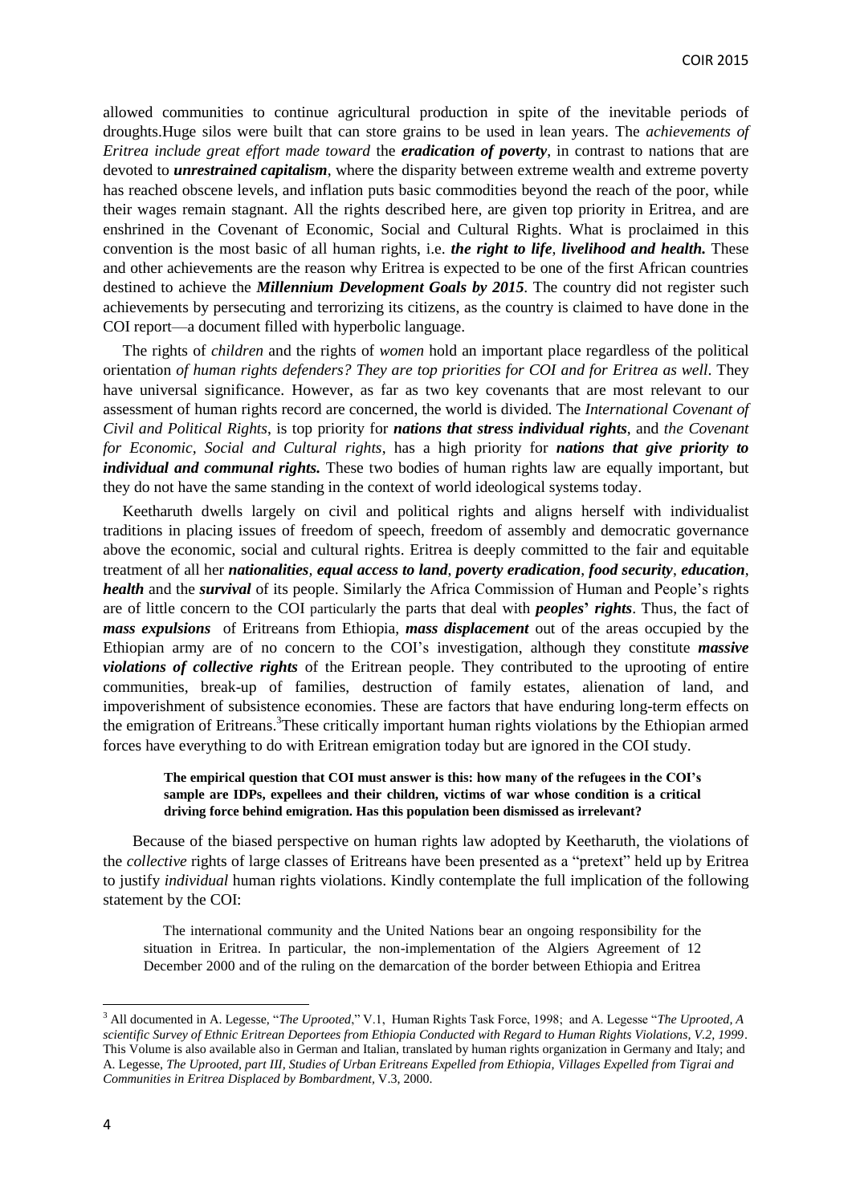allowed communities to continue agricultural production in spite of the inevitable periods of droughts.Huge silos were built that can store grains to be used in lean years. The *achievements of Eritrea include great effort made toward* the ***eradication of poverty***, in contrast to nations that are devoted to ***unrestrained capitalism***, where the disparity between extreme wealth and extreme poverty has reached obscene levels, and inflation puts basic commodities beyond the reach of the poor, while their wages remain stagnant. All the rights described here, are given top priority in Eritrea, and are enshrined in the Covenant of Economic, Social and Cultural Rights. What is proclaimed in this convention is the most basic of all human rights, i.e. ***the right to life, livelihood and health.*** These and other achievements are the reason why Eritrea is expected to be one of the first African countries destined to achieve the ***Millennium Development Goals by 2015***. The country did not register such achievements by persecuting and terrorizing its citizens, as the country is claimed to have done in the COI report—a document filled with hyperbolic language.

The rights of *children* and the rights of *women* hold an important place regardless of the political orientation *of human rights defenders? They are top priorities for COI and for Eritrea as well*. They have universal significance. However, as far as two key covenants that are most relevant to our assessment of human rights record are concerned, the world is divided. The *International Covenant of Civil and Political Rights*, is top priority for ***nations that stress individual rights***, and *the Covenant for Economic, Social and Cultural rights*, has a high priority for ***nations that give priority to individual and communal rights.*** These two bodies of human rights law are equally important, but they do not have the same standing in the context of world ideological systems today.

Keetharuth dwells largely on civil and political rights and aligns herself with individualist traditions in placing issues of freedom of speech, freedom of assembly and democratic governance above the economic, social and cultural rights. Eritrea is deeply committed to the fair and equitable treatment of all her ***nationalities***, ***equal access to land***, ***poverty eradication***, ***food security***, ***education***, ***health*** and the ***survival*** of its people. Similarly the Africa Commission of Human and People's rights are of little concern to the COI particularly the parts that deal with ***peoples' rights***. Thus, the fact of ***mass expulsions*** of Eritreans from Ethiopia, ***mass displacement*** out of the areas occupied by the Ethiopian army are of no concern to the COI's investigation, although they constitute ***massive violations of collective rights*** of the Eritrean people. They contributed to the uprooting of entire communities, break-up of families, destruction of family estates, alienation of land, and impoverishment of subsistence economies. These are factors that have enduring long-term effects on the emigration of Eritreans.[3] These critically important human rights violations by the Ethiopian armed forces have everything to do with Eritrean emigration today but are ignored in the COI study.

> **The empirical question that COI must answer is this: how many of the refugees in the COI's sample are IDPs, expellees and their children, victims of war whose condition is a critical driving force behind emigration. Has this population been dismissed as irrelevant?**

Because of the biased perspective on human rights law adopted by Keetharuth, the violations of the *collective* rights of large classes of Eritreans have been presented as a "pretext" held up by Eritrea to justify *individual* human rights violations. Kindly contemplate the full implication of the following statement by the COI:

> The international community and the United Nations bear an ongoing responsibility for the situation in Eritrea. In particular, the non-implementation of the Algiers Agreement of 12 December 2000 and of the ruling on the demarcation of the border between Ethiopia and Eritrea

---

[3] All documented in A. Legesse, "*The Uprooted*," V.1, Human Rights Task Force, 1998; and A. Legesse "*The Uprooted, A scientific Survey of Ethnic Eritrean Deportees from Ethiopia Conducted with Regard to Human Rights Violations, V.2, 1999*. This Volume is also available also in German and Italian, translated by human rights organization in Germany and Italy; and A. Legesse, *The Uprooted, part III, Studies of Urban Eritreans Expelled from Ethiopia, Villages Expelled from Tigrai and Communities in Eritrea Displaced by Bombardment*, V.3, 2000.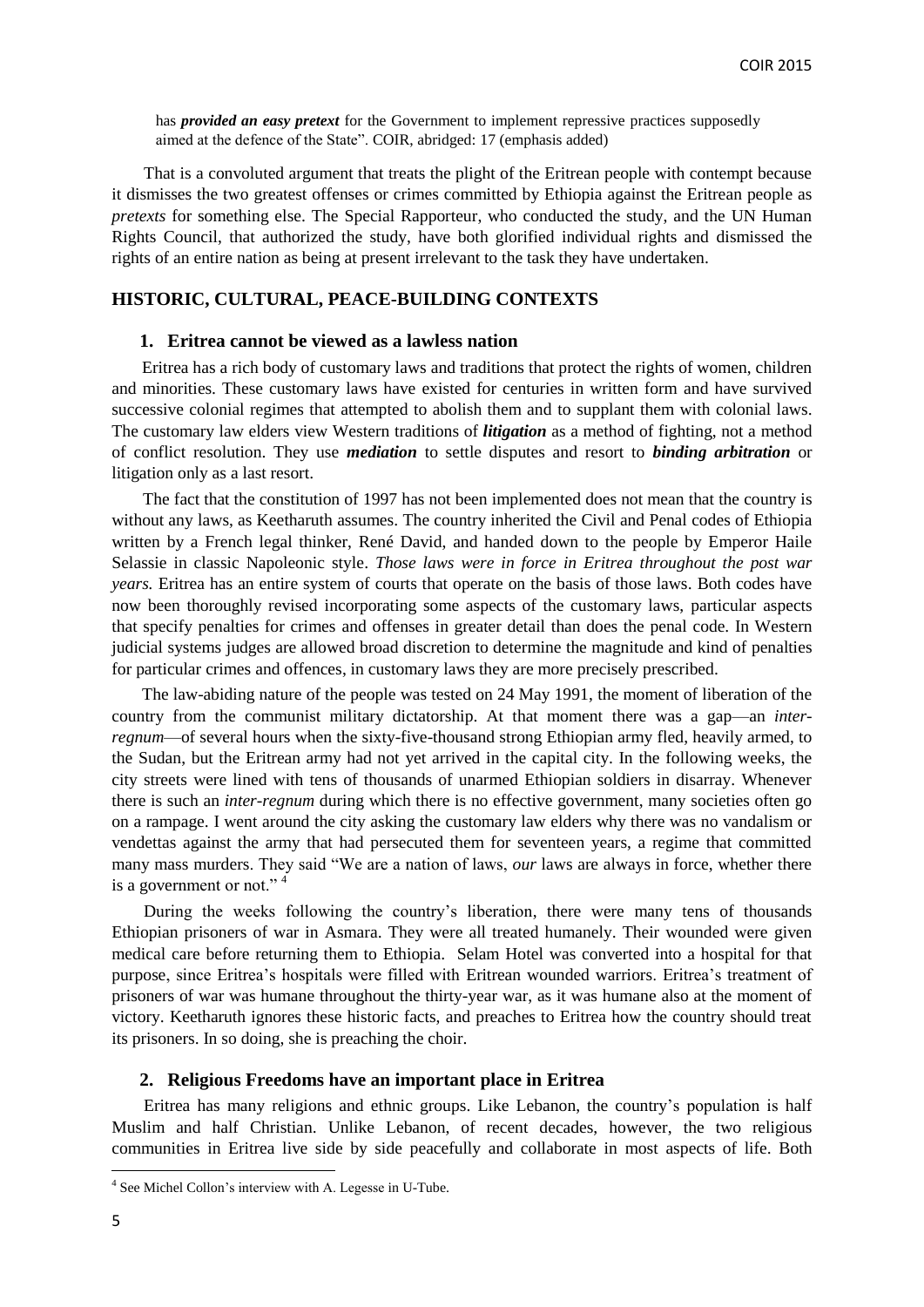has ***provided an easy pretext*** for the Government to implement repressive practices supposedly aimed at the defence of the State". COIR, abridged: 17 (emphasis added)

That is a convoluted argument that treats the plight of the Eritrean people with contempt because it dismisses the two greatest offenses or crimes committed by Ethiopia against the Eritrean people as *pretexts* for something else. The Special Rapporteur, who conducted the study, and the UN Human Rights Council, that authorized the study, have both glorified individual rights and dismissed the rights of an entire nation as being at present irrelevant to the task they have undertaken.

## HISTORIC, CULTURAL, PEACE-BUILDING CONTEXTS

### 1. Eritrea cannot be viewed as a lawless nation

Eritrea has a rich body of customary laws and traditions that protect the rights of women, children and minorities. These customary laws have existed for centuries in written form and have survived successive colonial regimes that attempted to abolish them and to supplant them with colonial laws. The customary law elders view Western traditions of ***litigation*** as a method of fighting, not a method of conflict resolution. They use ***mediation*** to settle disputes and resort to ***binding arbitration*** or litigation only as a last resort.

The fact that the constitution of 1997 has not been implemented does not mean that the country is without any laws, as Keetharuth assumes. The country inherited the Civil and Penal codes of Ethiopia written by a French legal thinker, René David, and handed down to the people by Emperor Haile Selassie in classic Napoleonic style. *Those laws were in force in Eritrea throughout the post war years.* Eritrea has an entire system of courts that operate on the basis of those laws. Both codes have now been thoroughly revised incorporating some aspects of the customary laws, particular aspects that specify penalties for crimes and offenses in greater detail than does the penal code. In Western judicial systems judges are allowed broad discretion to determine the magnitude and kind of penalties for particular crimes and offences, in customary laws they are more precisely prescribed.

The law-abiding nature of the people was tested on 24 May 1991, the moment of liberation of the country from the communist military dictatorship. At that moment there was a gap—an *inter-regnum*—of several hours when the sixty-five-thousand strong Ethiopian army fled, heavily armed, to the Sudan, but the Eritrean army had not yet arrived in the capital city. In the following weeks, the city streets were lined with tens of thousands of unarmed Ethiopian soldiers in disarray. Whenever there is such an *inter-regnum* during which there is no effective government, many societies often go on a rampage. I went around the city asking the customary law elders why there was no vandalism or vendettas against the army that had persecuted them for seventeen years, a regime that committed many mass murders. They said "We are a nation of laws, *our* laws are always in force, whether there is a government or not." [4]

During the weeks following the country's liberation, there were many tens of thousands Ethiopian prisoners of war in Asmara. They were all treated humanely. Their wounded were given medical care before returning them to Ethiopia. Selam Hotel was converted into a hospital for that purpose, since Eritrea's hospitals were filled with Eritrean wounded warriors. Eritrea's treatment of prisoners of war was humane throughout the thirty-year war, as it was humane also at the moment of victory. Keetharuth ignores these historic facts, and preaches to Eritrea how the country should treat its prisoners. In so doing, she is preaching the choir.

### 2. Religious Freedoms have an important place in Eritrea

Eritrea has many religions and ethnic groups. Like Lebanon, the country's population is half Muslim and half Christian. Unlike Lebanon, of recent decades, however, the two religious communities in Eritrea live side by side peacefully and collaborate in most aspects of life. Both

---

[4] See Michel Collon's interview with A. Legesse in U-Tube.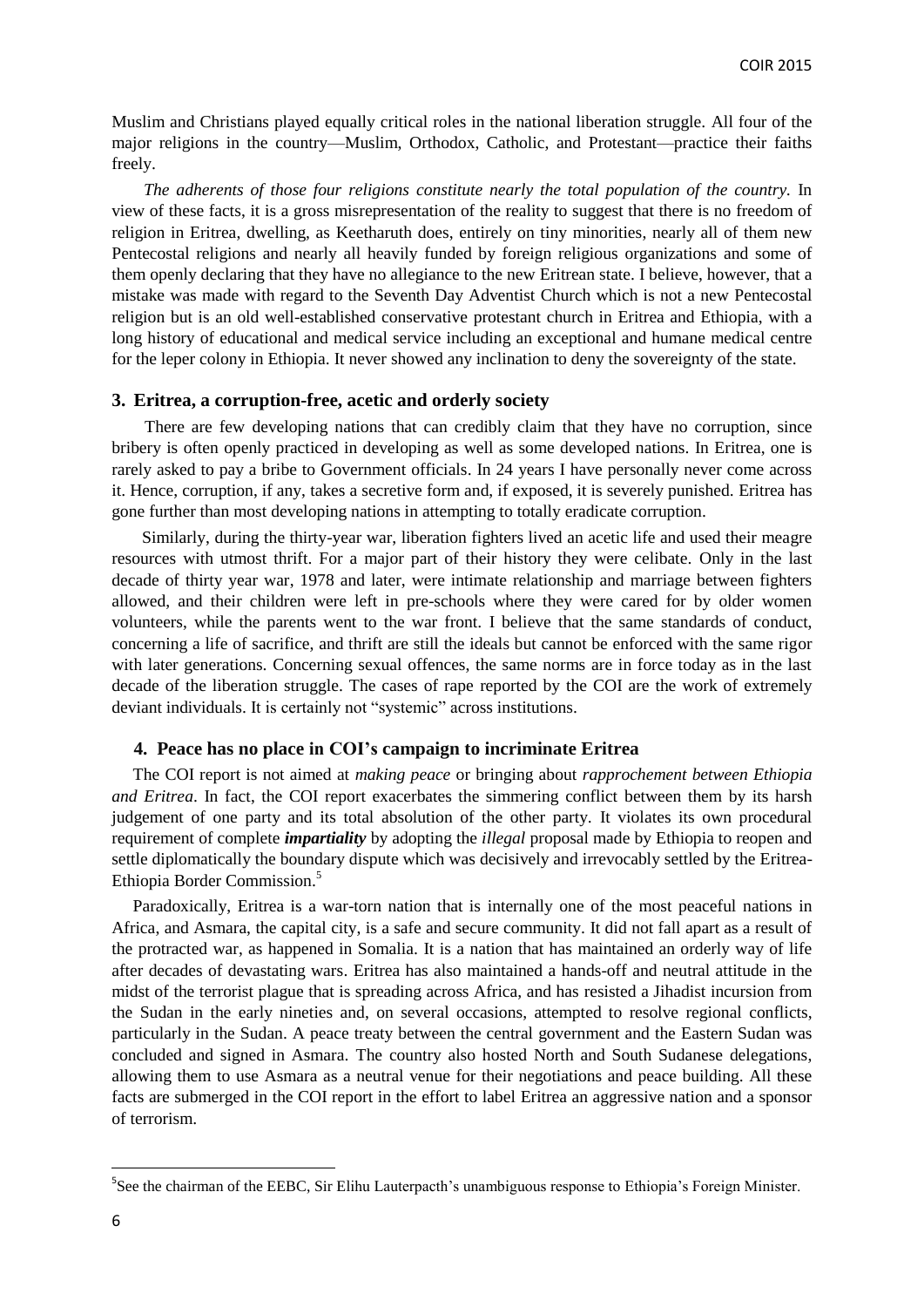Muslim and Christians played equally critical roles in the national liberation struggle. All four of the major religions in the country—Muslim, Orthodox, Catholic, and Protestant—practice their faiths freely.

*The adherents of those four religions constitute nearly the total population of the country.* In view of these facts, it is a gross misrepresentation of the reality to suggest that there is no freedom of religion in Eritrea, dwelling, as Keetharuth does, entirely on tiny minorities, nearly all of them new Pentecostal religions and nearly all heavily funded by foreign religious organizations and some of them openly declaring that they have no allegiance to the new Eritrean state. I believe, however, that a mistake was made with regard to the Seventh Day Adventist Church which is not a new Pentecostal religion but is an old well-established conservative protestant church in Eritrea and Ethiopia, with a long history of educational and medical service including an exceptional and humane medical centre for the leper colony in Ethiopia. It never showed any inclination to deny the sovereignty of the state.

### 3. Eritrea, a corruption-free, acetic and orderly society

There are few developing nations that can credibly claim that they have no corruption, since bribery is often openly practiced in developing as well as some developed nations. In Eritrea, one is rarely asked to pay a bribe to Government officials. In 24 years I have personally never come across it. Hence, corruption, if any, takes a secretive form and, if exposed, it is severely punished. Eritrea has gone further than most developing nations in attempting to totally eradicate corruption.

Similarly, during the thirty-year war, liberation fighters lived an acetic life and used their meagre resources with utmost thrift. For a major part of their history they were celibate. Only in the last decade of thirty year war, 1978 and later, were intimate relationship and marriage between fighters allowed, and their children were left in pre-schools where they were cared for by older women volunteers, while the parents went to the war front. I believe that the same standards of conduct, concerning a life of sacrifice, and thrift are still the ideals but cannot be enforced with the same rigor with later generations. Concerning sexual offences, the same norms are in force today as in the last decade of the liberation struggle. The cases of rape reported by the COI are the work of extremely deviant individuals. It is certainly not "systemic" across institutions.

### 4. Peace has no place in COI's campaign to incriminate Eritrea

The COI report is not aimed at *making peace* or bringing about *rapprochement between Ethiopia and Eritrea*. In fact, the COI report exacerbates the simmering conflict between them by its harsh judgement of one party and its total absolution of the other party. It violates its own procedural requirement of complete ***impartiality*** by adopting the *illegal* proposal made by Ethiopia to reopen and settle diplomatically the boundary dispute which was decisively and irrevocably settled by the Eritrea-Ethiopia Border Commission.[5]

Paradoxically, Eritrea is a war-torn nation that is internally one of the most peaceful nations in Africa, and Asmara, the capital city, is a safe and secure community. It did not fall apart as a result of the protracted war, as happened in Somalia. It is a nation that has maintained an orderly way of life after decades of devastating wars. Eritrea has also maintained a hands-off and neutral attitude in the midst of the terrorist plague that is spreading across Africa, and has resisted a Jihadist incursion from the Sudan in the early nineties and, on several occasions, attempted to resolve regional conflicts, particularly in the Sudan. A peace treaty between the central government and the Eastern Sudan was concluded and signed in Asmara. The country also hosted North and South Sudanese delegations, allowing them to use Asmara as a neutral venue for their negotiations and peace building. All these facts are submerged in the COI report in the effort to label Eritrea an aggressive nation and a sponsor of terrorism.

[5] See the chairman of the EEBC, Sir Elihu Lauterpacth's unambiguous response to Ethiopia's Foreign Minister.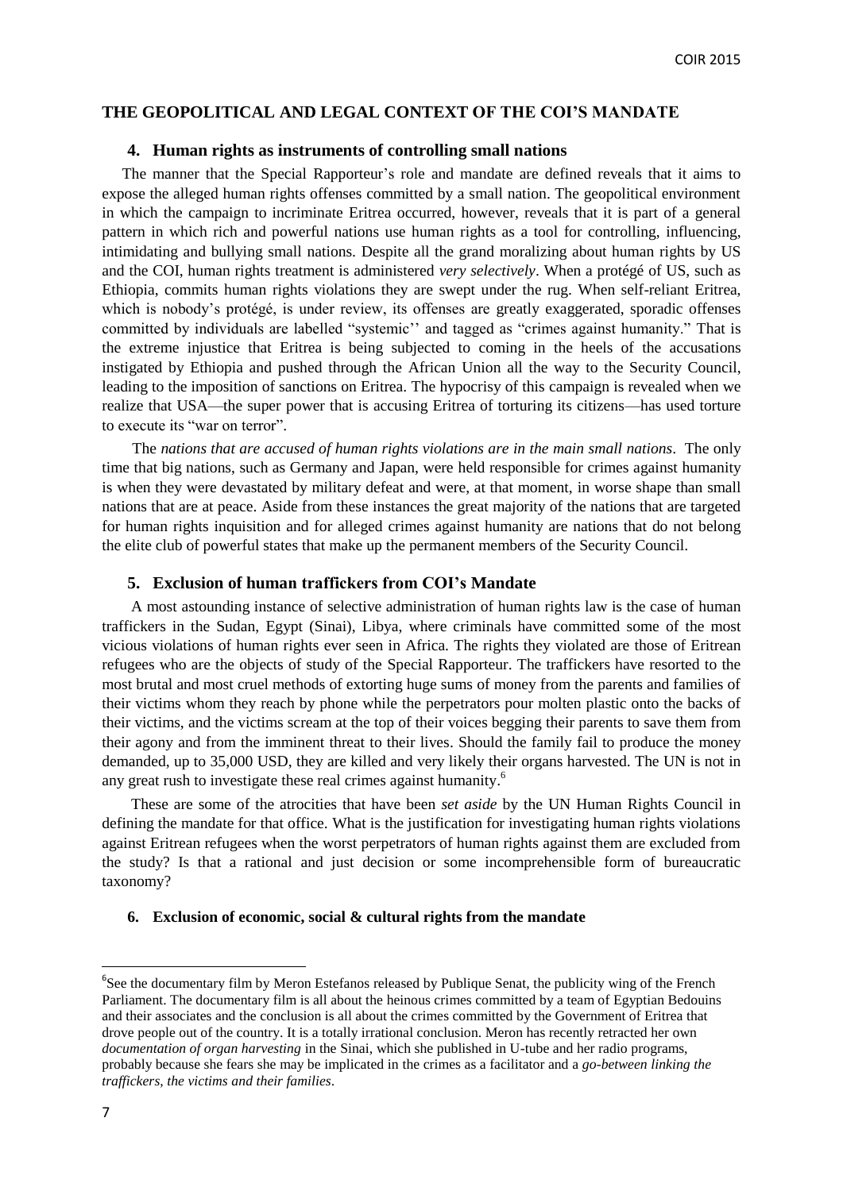## THE GEOPOLITICAL AND LEGAL CONTEXT OF THE COI'S MANDATE

### 4. Human rights as instruments of controlling small nations

The manner that the Special Rapporteur's role and mandate are defined reveals that it aims to expose the alleged human rights offenses committed by a small nation. The geopolitical environment in which the campaign to incriminate Eritrea occurred, however, reveals that it is part of a general pattern in which rich and powerful nations use human rights as a tool for controlling, influencing, intimidating and bullying small nations. Despite all the grand moralizing about human rights by US and the COI, human rights treatment is administered *very selectively*. When a protégé of US, such as Ethiopia, commits human rights violations they are swept under the rug. When self-reliant Eritrea, which is nobody's protégé, is under review, its offenses are greatly exaggerated, sporadic offenses committed by individuals are labelled "systemic'' and tagged as "crimes against humanity." That is the extreme injustice that Eritrea is being subjected to coming in the heels of the accusations instigated by Ethiopia and pushed through the African Union all the way to the Security Council, leading to the imposition of sanctions on Eritrea. The hypocrisy of this campaign is revealed when we realize that USA—the super power that is accusing Eritrea of torturing its citizens—has used torture to execute its "war on terror".

The *nations that are accused of human rights violations are in the main small nations*. The only time that big nations, such as Germany and Japan, were held responsible for crimes against humanity is when they were devastated by military defeat and were, at that moment, in worse shape than small nations that are at peace. Aside from these instances the great majority of the nations that are targeted for human rights inquisition and for alleged crimes against humanity are nations that do not belong the elite club of powerful states that make up the permanent members of the Security Council.

### 5. Exclusion of human traffickers from COI's Mandate

A most astounding instance of selective administration of human rights law is the case of human traffickers in the Sudan, Egypt (Sinai), Libya, where criminals have committed some of the most vicious violations of human rights ever seen in Africa. The rights they violated are those of Eritrean refugees who are the objects of study of the Special Rapporteur. The traffickers have resorted to the most brutal and most cruel methods of extorting huge sums of money from the parents and families of their victims whom they reach by phone while the perpetrators pour molten plastic onto the backs of their victims, and the victims scream at the top of their voices begging their parents to save them from their agony and from the imminent threat to their lives. Should the family fail to produce the money demanded, up to 35,000 USD, they are killed and very likely their organs harvested. The UN is not in any great rush to investigate these real crimes against humanity.[6]

These are some of the atrocities that have been *set aside* by the UN Human Rights Council in defining the mandate for that office. What is the justification for investigating human rights violations against Eritrean refugees when the worst perpetrators of human rights against them are excluded from the study? Is that a rational and just decision or some incomprehensible form of bureaucratic taxonomy?

### 6. Exclusion of economic, social & cultural rights from the mandate

[6] See the documentary film by Meron Estefanos released by Publique Senat, the publicity wing of the French Parliament. The documentary film is all about the heinous crimes committed by a team of Egyptian Bedouins and their associates and the conclusion is all about the crimes committed by the Government of Eritrea that drove people out of the country. It is a totally irrational conclusion. Meron has recently retracted her own *documentation of organ harvesting* in the Sinai, which she published in U-tube and her radio programs, probably because she fears she may be implicated in the crimes as a facilitator and a *go-between linking the traffickers, the victims and their families*.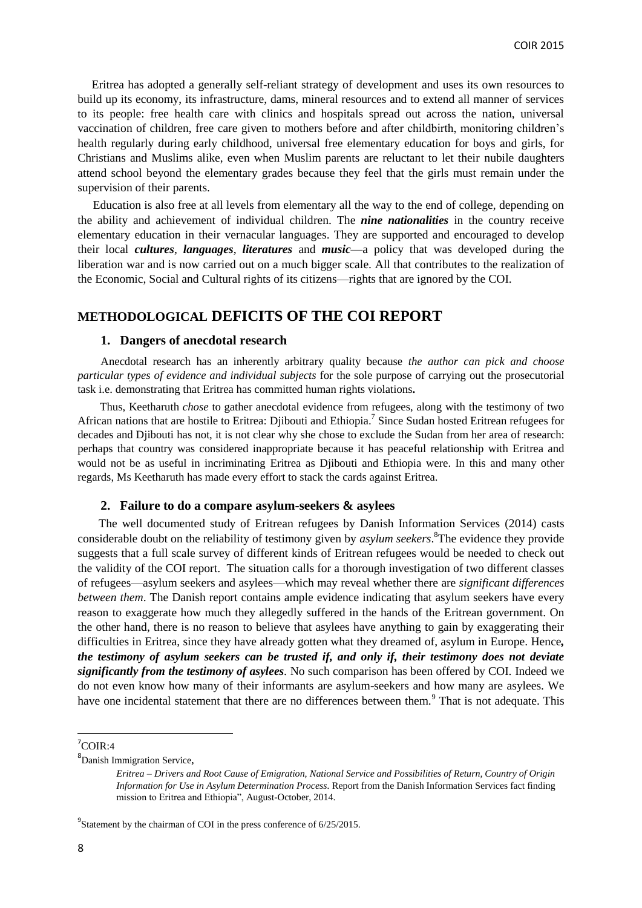Eritrea has adopted a generally self-reliant strategy of development and uses its own resources to build up its economy, its infrastructure, dams, mineral resources and to extend all manner of services to its people: free health care with clinics and hospitals spread out across the nation, universal vaccination of children, free care given to mothers before and after childbirth, monitoring children's health regularly during early childhood, universal free elementary education for boys and girls, for Christians and Muslims alike, even when Muslim parents are reluctant to let their nubile daughters attend school beyond the elementary grades because they feel that the girls must remain under the supervision of their parents.

Education is also free at all levels from elementary all the way to the end of college, depending on the ability and achievement of individual children. The ***nine nationalities*** in the country receive elementary education in their vernacular languages. They are supported and encouraged to develop their local ***cultures***, ***languages***, ***literatures*** and ***music***—a policy that was developed during the liberation war and is now carried out on a much bigger scale. All that contributes to the realization of the Economic, Social and Cultural rights of its citizens—rights that are ignored by the COI.

## METHODOLOGICAL DEFICITS OF THE COI REPORT

### 1. Dangers of anecdotal research

Anecdotal research has an inherently arbitrary quality because *the author can pick and choose particular types of evidence and individual subjects* for the sole purpose of carrying out the prosecutorial task i.e. demonstrating that Eritrea has committed human rights violations**.**

Thus, Keetharuth *chose* to gather anecdotal evidence from refugees, along with the testimony of two African nations that are hostile to Eritrea: Djibouti and Ethiopia.[7] Since Sudan hosted Eritrean refugees for decades and Djibouti has not, it is not clear why she chose to exclude the Sudan from her area of research: perhaps that country was considered inappropriate because it has peaceful relationship with Eritrea and would not be as useful in incriminating Eritrea as Djibouti and Ethiopia were. In this and many other regards, Ms Keetharuth has made every effort to stack the cards against Eritrea.

### 2. Failure to do a compare asylum-seekers & asylees

The well documented study of Eritrean refugees by Danish Information Services (2014) casts considerable doubt on the reliability of testimony given by *asylum seekers*.[8]The evidence they provide suggests that a full scale survey of different kinds of Eritrean refugees would be needed to check out the validity of the COI report. The situation calls for a thorough investigation of two different classes of refugees—asylum seekers and asylees—which may reveal whether there are *significant differences between them*. The Danish report contains ample evidence indicating that asylum seekers have every reason to exaggerate how much they allegedly suffered in the hands of the Eritrean government. On the other hand, there is no reason to believe that asylees have anything to gain by exaggerating their difficulties in Eritrea, since they have already gotten what they dreamed of, asylum in Europe. Hence***, the testimony of asylum seekers can be trusted if, and only if, their testimony does not deviate significantly from the testimony of asylees***. No such comparison has been offered by COI. Indeed we do not even know how many of their informants are asylum-seekers and how many are asylees. We have one incidental statement that there are no differences between them.[9] That is not adequate. This

---

[7]COIR:4

[8]Danish Immigration Service,

*Eritrea – Drivers and Root Cause of Emigration, National Service and Possibilities of Return, Country of Origin Information for Use in Asylum Determination Process.* Report from the Danish Information Services fact finding mission to Eritrea and Ethiopia", August-October, 2014.

[9]Statement by the chairman of COI in the press conference of 6/25/2015.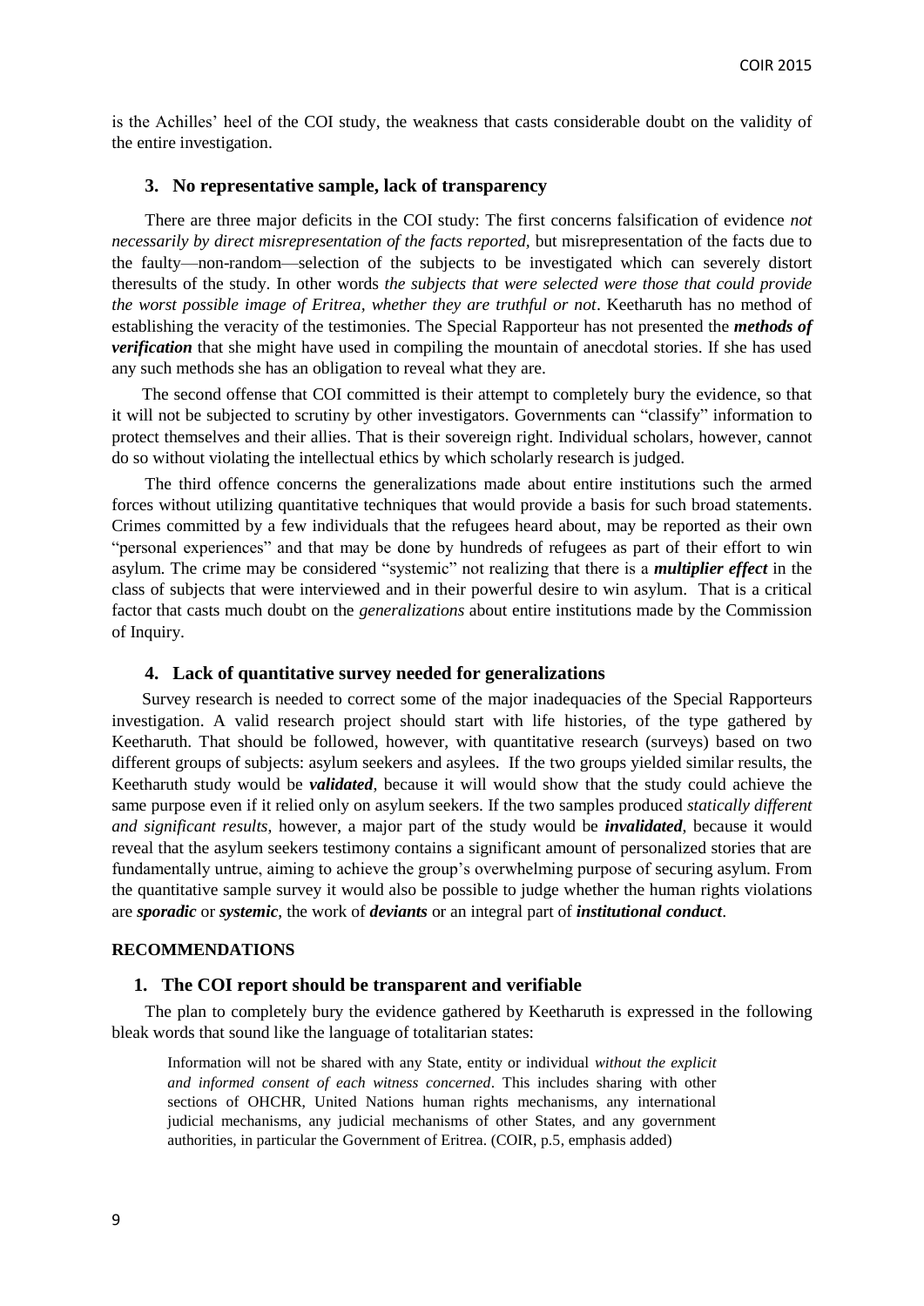is the Achilles' heel of the COI study, the weakness that casts considerable doubt on the validity of the entire investigation.

### 3. No representative sample, lack of transparency

There are three major deficits in the COI study: The first concerns falsification of evidence *not necessarily by direct misrepresentation of the facts reported*, but misrepresentation of the facts due to the faulty—non-random—selection of the subjects to be investigated which can severely distort theresults of the study. In other words *the subjects that were selected were those that could provide the worst possible image of Eritrea, whether they are truthful or not*. Keetharuth has no method of establishing the veracity of the testimonies. The Special Rapporteur has not presented the ***methods of verification*** that she might have used in compiling the mountain of anecdotal stories. If she has used any such methods she has an obligation to reveal what they are.

The second offense that COI committed is their attempt to completely bury the evidence, so that it will not be subjected to scrutiny by other investigators. Governments can "classify" information to protect themselves and their allies. That is their sovereign right. Individual scholars, however, cannot do so without violating the intellectual ethics by which scholarly research is judged.

The third offence concerns the generalizations made about entire institutions such the armed forces without utilizing quantitative techniques that would provide a basis for such broad statements. Crimes committed by a few individuals that the refugees heard about, may be reported as their own "personal experiences" and that may be done by hundreds of refugees as part of their effort to win asylum. The crime may be considered "systemic" not realizing that there is a ***multiplier effect*** in the class of subjects that were interviewed and in their powerful desire to win asylum. That is a critical factor that casts much doubt on the *generalizations* about entire institutions made by the Commission of Inquiry.

### 4. Lack of quantitative survey needed for generalizations

Survey research is needed to correct some of the major inadequacies of the Special Rapporteurs investigation. A valid research project should start with life histories, of the type gathered by Keetharuth. That should be followed, however, with quantitative research (surveys) based on two different groups of subjects: asylum seekers and asylees. If the two groups yielded similar results, the Keetharuth study would be ***validated***, because it will would show that the study could achieve the same purpose even if it relied only on asylum seekers. If the two samples produced *statically different and significant results*, however, a major part of the study would be ***invalidated***, because it would reveal that the asylum seekers testimony contains a significant amount of personalized stories that are fundamentally untrue, aiming to achieve the group's overwhelming purpose of securing asylum. From the quantitative sample survey it would also be possible to judge whether the human rights violations are ***sporadic*** or ***systemic***, the work of ***deviants*** or an integral part of ***institutional conduct***.

## RECOMMENDATIONS

### 1. The COI report should be transparent and verifiable

The plan to completely bury the evidence gathered by Keetharuth is expressed in the following bleak words that sound like the language of totalitarian states:

> Information will not be shared with any State, entity or individual *without the explicit and informed consent of each witness concerned*. This includes sharing with other sections of OHCHR, United Nations human rights mechanisms, any international judicial mechanisms, any judicial mechanisms of other States, and any government authorities, in particular the Government of Eritrea. (COIR, p.5, emphasis added)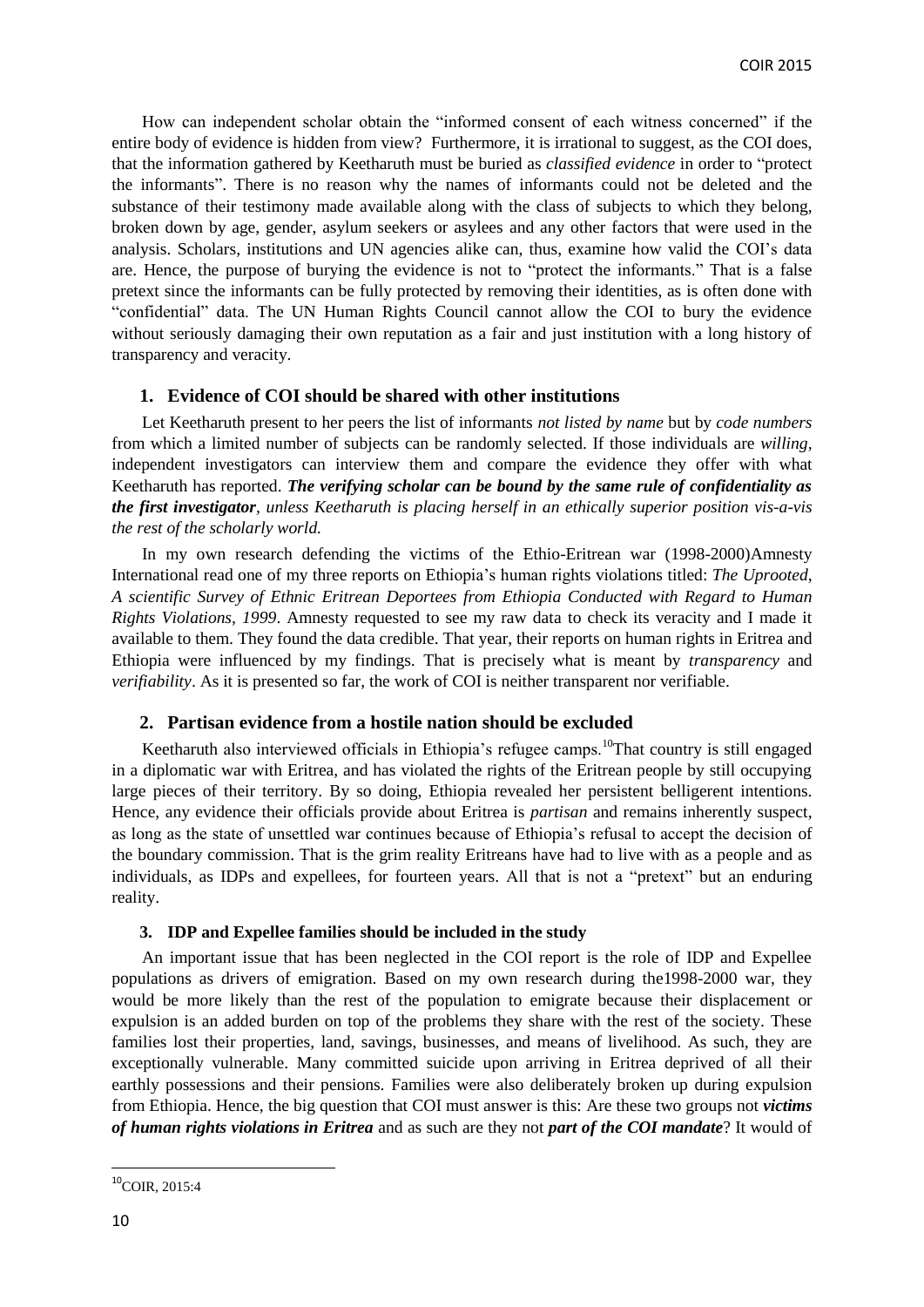How can independent scholar obtain the "informed consent of each witness concerned" if the entire body of evidence is hidden from view? Furthermore, it is irrational to suggest, as the COI does, that the information gathered by Keetharuth must be buried as *classified evidence* in order to "protect the informants". There is no reason why the names of informants could not be deleted and the substance of their testimony made available along with the class of subjects to which they belong, broken down by age, gender, asylum seekers or asylees and any other factors that were used in the analysis. Scholars, institutions and UN agencies alike can, thus, examine how valid the COI's data are. Hence, the purpose of burying the evidence is not to "protect the informants." That is a false pretext since the informants can be fully protected by removing their identities, as is often done with "confidential" data. The UN Human Rights Council cannot allow the COI to bury the evidence without seriously damaging their own reputation as a fair and just institution with a long history of transparency and veracity.

## 1. Evidence of COI should be shared with other institutions

Let Keetharuth present to her peers the list of informants *not listed by name* but by *code numbers* from which a limited number of subjects can be randomly selected. If those individuals are *willing*, independent investigators can interview them and compare the evidence they offer with what Keetharuth has reported. ***The verifying scholar can be bound by the same rule of confidentiality as the first investigator****, unless Keetharuth is placing herself in an ethically superior position vis-a-vis the rest of the scholarly world.*

In my own research defending the victims of the Ethio-Eritrean war (1998-2000)Amnesty International read one of my three reports on Ethiopia's human rights violations titled: *The Uprooted, A scientific Survey of Ethnic Eritrean Deportees from Ethiopia Conducted with Regard to Human Rights Violations, 1999*. Amnesty requested to see my raw data to check its veracity and I made it available to them. They found the data credible. That year, their reports on human rights in Eritrea and Ethiopia were influenced by my findings. That is precisely what is meant by *transparency* and *verifiability*. As it is presented so far, the work of COI is neither transparent nor verifiable.

## 2. Partisan evidence from a hostile nation should be excluded

Keetharuth also interviewed officials in Ethiopia's refugee camps.[10]That country is still engaged in a diplomatic war with Eritrea, and has violated the rights of the Eritrean people by still occupying large pieces of their territory. By so doing, Ethiopia revealed her persistent belligerent intentions. Hence, any evidence their officials provide about Eritrea is *partisan* and remains inherently suspect, as long as the state of unsettled war continues because of Ethiopia's refusal to accept the decision of the boundary commission. That is the grim reality Eritreans have had to live with as a people and as individuals, as IDPs and expellees, for fourteen years. All that is not a "pretext" but an enduring reality.

## 3. IDP and Expellee families should be included in the study

An important issue that has been neglected in the COI report is the role of IDP and Expellee populations as drivers of emigration. Based on my own research during the1998-2000 war, they would be more likely than the rest of the population to emigrate because their displacement or expulsion is an added burden on top of the problems they share with the rest of the society. These families lost their properties, land, savings, businesses, and means of livelihood. As such, they are exceptionally vulnerable. Many committed suicide upon arriving in Eritrea deprived of all their earthly possessions and their pensions. Families were also deliberately broken up during expulsion from Ethiopia. Hence, the big question that COI must answer is this: Are these two groups not ***victims of human rights violations in Eritrea*** and as such are they not ***part of the COI mandate***? It would of

[10]COIR, 2015:4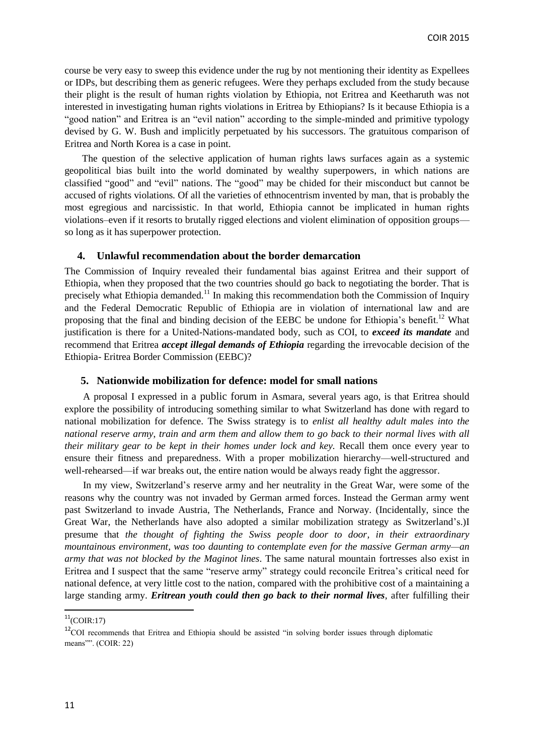course be very easy to sweep this evidence under the rug by not mentioning their identity as Expellees or IDPs, but describing them as generic refugees. Were they perhaps excluded from the study because their plight is the result of human rights violation by Ethiopia, not Eritrea and Keetharuth was not interested in investigating human rights violations in Eritrea by Ethiopians? Is it because Ethiopia is a "good nation" and Eritrea is an "evil nation" according to the simple-minded and primitive typology devised by G. W. Bush and implicitly perpetuated by his successors. The gratuitous comparison of Eritrea and North Korea is a case in point.

The question of the selective application of human rights laws surfaces again as a systemic geopolitical bias built into the world dominated by wealthy superpowers, in which nations are classified "good" and "evil" nations. The "good" may be chided for their misconduct but cannot be accused of rights violations. Of all the varieties of ethnocentrism invented by man, that is probably the most egregious and narcissistic. In that world, Ethiopia cannot be implicated in human rights violations–even if it resorts to brutally rigged elections and violent elimination of opposition groups—so long as it has superpower protection.

### 4. Unlawful recommendation about the border demarcation

The Commission of Inquiry revealed their fundamental bias against Eritrea and their support of Ethiopia, when they proposed that the two countries should go back to negotiating the border. That is precisely what Ethiopia demanded.[11] In making this recommendation both the Commission of Inquiry and the Federal Democratic Republic of Ethiopia are in violation of international law and are proposing that the final and binding decision of the EEBC be undone for Ethiopia's benefit.[12] What justification is there for a United-Nations-mandated body, such as COI, to ***exceed its mandate*** and recommend that Eritrea ***accept illegal demands of Ethiopia*** regarding the irrevocable decision of the Ethiopia- Eritrea Border Commission (EEBC)?

### 5. Nationwide mobilization for defence: model for small nations

A proposal I expressed in a public forum in Asmara, several years ago, is that Eritrea should explore the possibility of introducing something similar to what Switzerland has done with regard to national mobilization for defence. The Swiss strategy is to *enlist all healthy adult males into the national reserve army, train and arm them and allow them to go back to their normal lives with all their military gear to be kept in their homes under lock and key.* Recall them once every year to ensure their fitness and preparedness. With a proper mobilization hierarchy—well-structured and well-rehearsed—if war breaks out, the entire nation would be always ready fight the aggressor.

In my view, Switzerland's reserve army and her neutrality in the Great War, were some of the reasons why the country was not invaded by German armed forces. Instead the German army went past Switzerland to invade Austria, The Netherlands, France and Norway. (Incidentally, since the Great War, the Netherlands have also adopted a similar mobilization strategy as Switzerland's.)I presume that *the thought of fighting the Swiss people door to door, in their extraordinary mountainous environment, was too daunting to contemplate even for the massive German army—an army that was not blocked by the Maginot lines*. The same natural mountain fortresses also exist in Eritrea and I suspect that the same "reserve army" strategy could reconcile Eritrea's critical need for national defence, at very little cost to the nation, compared with the prohibitive cost of a maintaining a large standing army. ***Eritrean youth could then go back to their normal lives***, after fulfilling their

[11] (COIR:17)

[12] COI recommends that Eritrea and Ethiopia should be assisted "in solving border issues through diplomatic means"". (COIR: 22)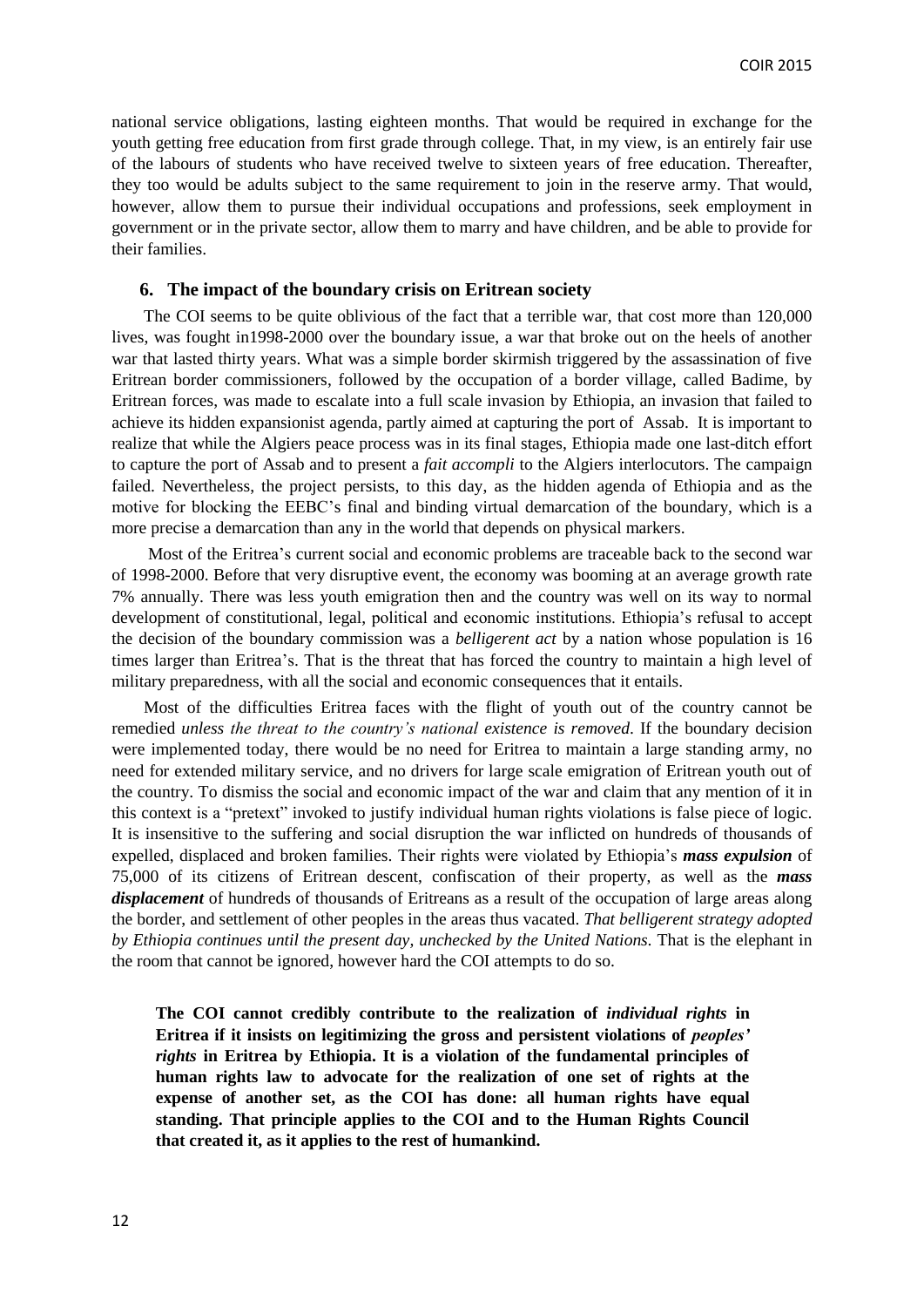national service obligations, lasting eighteen months. That would be required in exchange for the youth getting free education from first grade through college. That, in my view, is an entirely fair use of the labours of students who have received twelve to sixteen years of free education. Thereafter, they too would be adults subject to the same requirement to join in the reserve army. That would, however, allow them to pursue their individual occupations and professions, seek employment in government or in the private sector, allow them to marry and have children, and be able to provide for their families.

## 6. The impact of the boundary crisis on Eritrean society

The COI seems to be quite oblivious of the fact that a terrible war, that cost more than 120,000 lives, was fought in1998-2000 over the boundary issue, a war that broke out on the heels of another war that lasted thirty years. What was a simple border skirmish triggered by the assassination of five Eritrean border commissioners, followed by the occupation of a border village, called Badime, by Eritrean forces, was made to escalate into a full scale invasion by Ethiopia, an invasion that failed to achieve its hidden expansionist agenda, partly aimed at capturing the port of Assab. It is important to realize that while the Algiers peace process was in its final stages, Ethiopia made one last-ditch effort to capture the port of Assab and to present a *fait accompli* to the Algiers interlocutors. The campaign failed. Nevertheless, the project persists, to this day, as the hidden agenda of Ethiopia and as the motive for blocking the EEBC's final and binding virtual demarcation of the boundary, which is a more precise a demarcation than any in the world that depends on physical markers.

Most of the Eritrea's current social and economic problems are traceable back to the second war of 1998-2000. Before that very disruptive event, the economy was booming at an average growth rate 7% annually. There was less youth emigration then and the country was well on its way to normal development of constitutional, legal, political and economic institutions. Ethiopia's refusal to accept the decision of the boundary commission was a *belligerent act* by a nation whose population is 16 times larger than Eritrea's. That is the threat that has forced the country to maintain a high level of military preparedness, with all the social and economic consequences that it entails.

Most of the difficulties Eritrea faces with the flight of youth out of the country cannot be remedied *unless the threat to the country's national existence is removed*. If the boundary decision were implemented today, there would be no need for Eritrea to maintain a large standing army, no need for extended military service, and no drivers for large scale emigration of Eritrean youth out of the country. To dismiss the social and economic impact of the war and claim that any mention of it in this context is a "pretext" invoked to justify individual human rights violations is false piece of logic. It is insensitive to the suffering and social disruption the war inflicted on hundreds of thousands of expelled, displaced and broken families. Their rights were violated by Ethiopia's ***mass expulsion*** of 75,000 of its citizens of Eritrean descent, confiscation of their property, as well as the ***mass displacement*** of hundreds of thousands of Eritreans as a result of the occupation of large areas along the border, and settlement of other peoples in the areas thus vacated. *That belligerent strategy adopted by Ethiopia continues until the present day, unchecked by the United Nations.* That is the elephant in the room that cannot be ignored, however hard the COI attempts to do so.

**The COI cannot credibly contribute to the realization of *individual rights* in Eritrea if it insists on legitimizing the gross and persistent violations of *peoples' rights* in Eritrea by Ethiopia. It is a violation of the fundamental principles of human rights law to advocate for the realization of one set of rights at the expense of another set, as the COI has done: all human rights have equal standing. That principle applies to the COI and to the Human Rights Council that created it, as it applies to the rest of humankind.**